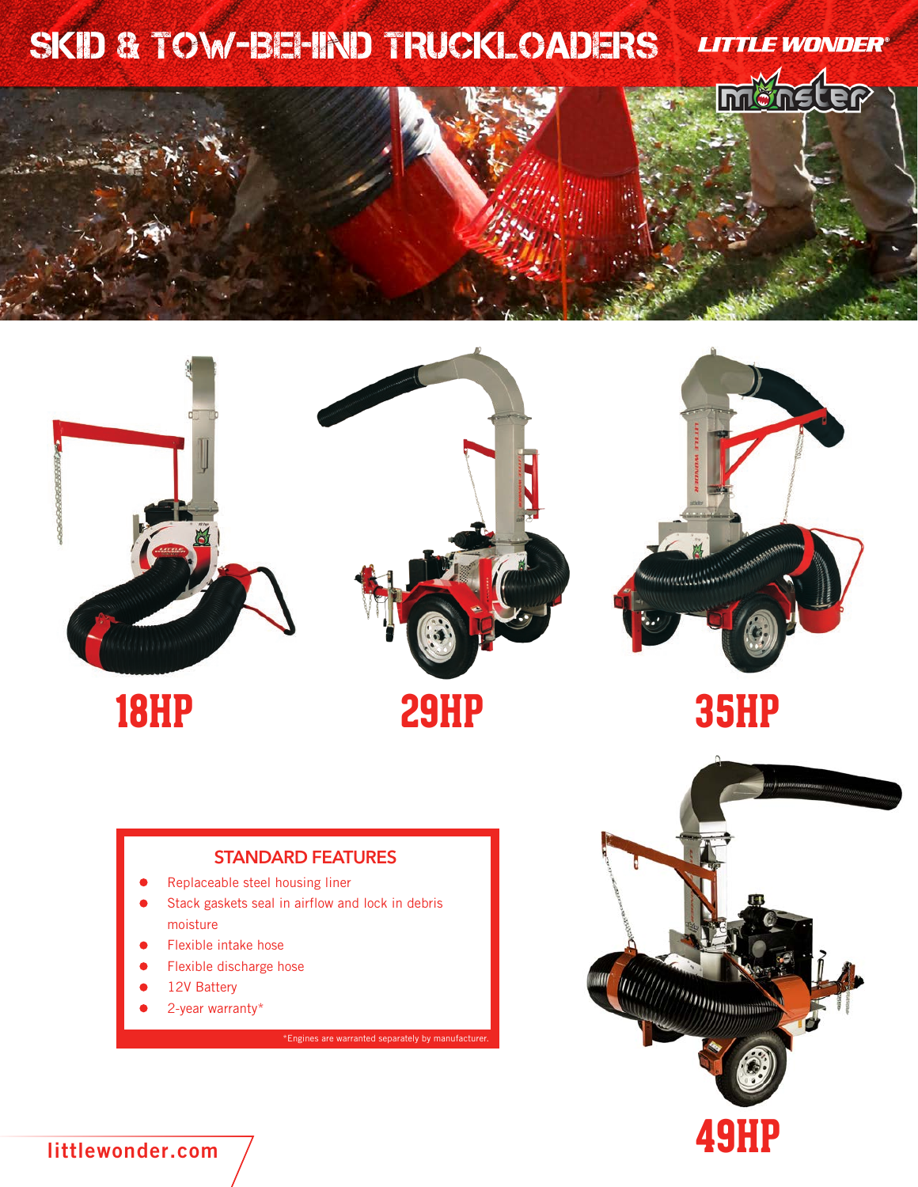# SKID & TOW-BEHIND TRUCKLOADERS

LITTLE WONDER®

monster

18HP

29HP

35HP

49HP

## STANDARD FEATURES

- Replaceable steel housing liner
- Stack gaskets seal in airflow and lock in debris moisture
- Flexible intake hose
- Flexible discharge hose
- 12V Battery
- 2-year warranty*

*Engines are warranted separately by manufacturer.

littlewonder.com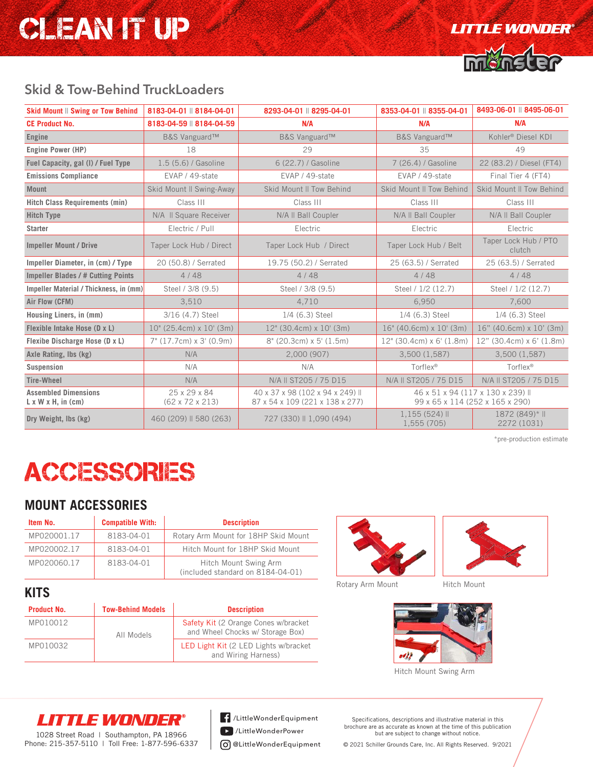# CLEAN IT UP

## Skid & Tow-Behind TruckLoaders

| Skid Mount ǁ Swing or Tow Behind | 8183-04-01 ǁ 8184-04-01 | 8293-04-01 ǁ 8295-04-01 | 8353-04-01 ǁ 8355-04-01 | 8493-06-01 ǁ 8495-06-01 |
|---|---|---|---|---|
| CE Product No. | 8183-04-59 ǁ 8184-04-59 | N/A | N/A | N/A |
| Engine | B&S Vanguard™ | B&S Vanguard™ | B&S Vanguard™ | Kohler® Diesel KDI |
| Engine Power (HP) | 18 | 29 | 35 | 49 |
| Fuel Capacity, gal (l) / Fuel Type | 1.5 (5.6) / Gasoline | 6 (22.7) / Gasoline | 7 (26.4) / Gasoline | 22 (83.2) / Diesel (FT4) |
| Emissions Compliance | EVAP / 49-state | EVAP / 49-state | EVAP / 49-state | Final Tier 4 (FT4) |
| Mount | Skid Mount ǁ Swing-Away | Skid Mount ǁ Tow Behind | Skid Mount ǁ Tow Behind | Skid Mount ǁ Tow Behind |
| Hitch Class Requirements (min) | Class III | Class III | Class III | Class III |
| Hitch Type | N/A ǁ Square Receiver | N/A ǁ Ball Coupler | N/A ǁ Ball Coupler | N/A ǁ Ball Coupler |
| Starter | Electric / Pull | Electric | Electric | Electric |
| Impeller Mount / Drive | Taper Lock Hub / Direct | Taper Lock Hub / Direct | Taper Lock Hub / Belt | Taper Lock Hub / PTO clutch |
| Impeller Diameter, in (cm) / Type | 20 (50.8) / Serrated | 19.75 (50.2) / Serrated | 25 (63.5) / Serrated | 25 (63.5) / Serrated |
| Impeller Blades / # Cutting Points | 4 / 48 | 4 / 48 | 4 / 48 | 4 / 48 |
| Impeller Material / Thickness, in (mm) | Steel / 3/8 (9.5) | Steel / 3/8 (9.5) | Steel / 1/2 (12.7) | Steel / 1/2 (12.7) |
| Air Flow (CFM) | 3,510 | 4,710 | 6,950 | 7,600 |
| Housing Liners, in (mm) | 3/16 (4.7) Steel | 1/4 (6.3) Steel | 1/4 (6.3) Steel | 1/4 (6.3) Steel |
| Flexible Intake Hose (D x L) | 10" (25.4cm) x 10' (3m) | 12" (30.4cm) x 10' (3m) | 16" (40.6cm) x 10' (3m) | 16" (40.6cm) x 10' (3m) |
| Flexibe Discharge Hose (D x L) | 7" (17.7cm) x 3' (0.9m) | 8" (20.3cm) x 5' (1.5m) | 12" (30.4cm) x 6' (1.8m) | 12" (30.4cm) x 6' (1.8m) |
| Axle Rating, lbs (kg) | N/A | 2,000 (907) | 3,500 (1,587) | 3,500 (1,587) |
| Suspension | N/A | N/A | Torflex® | Torflex® |
| Tire-Wheel | N/A | N/A ǁ ST205 / 75 D15 | N/A ǁ ST205 / 75 D15 | N/A ǁ ST205 / 75 D15 |
| Assembled Dimensions L x W x H, in (cm) | 25 x 29 x 84 (62 x 72 x 213) | 40 x 37 x 98 (102 x 94 x 249) ǁ 87 x 54 x 109 (221 x 138 x 277) | 46 x 51 x 94 (117 x 130 x 239) ǁ 99 x 65 x 114 (252 x 165 x 290) | |
| Dry Weight, lbs (kg) | 460 (209) ǁ 580 (263) | 727 (330) ǁ 1,090 (494) | 1,155 (524) ǁ 1,555 (705) | 1872 (849)* ǁ 2272 (1031) |

*pre-production estimate

# ACCESSORIES

## MOUNT ACCESSORIES

| Item No. | Compatible With: | Description |
|---|---|---|
| MP020001.17 | 8183-04-01 | Rotary Arm Mount for 18HP Skid Mount |
| MP020002.17 | 8183-04-01 | Hitch Mount for 18HP Skid Mount |
| MP020060.17 | 8183-04-01 | Hitch Mount Swing Arm (included standard on 8184-04-01) |

Rotary Arm Mount

Hitch Mount

## KITS

| Product No. | Tow-Behind Models | Description |
|---|---|---|
| MP010012 | All Models | Safety Kit (2 Orange Cones w/bracket and Wheel Chocks w/ Storage Box) |
| MP010032 | All Models | LED Light Kit (2 LED Lights w/bracket and Wiring Harness) |

Hitch Mount Swing Arm

**LITTLE WONDER®**
1028 Street Road | Southampton, PA 18966
Phone: 215-357-5110 | Toll Free: 1-877-596-6337

/LittleWonderEquipment
/LittleWonderPower
@LittleWonderEquipment

Specifications, descriptions and illustrative material in this brochure are as accurate as known at the time of this publication but are subject to change without notice.

© 2021 Schiller Grounds Care, Inc. All Rights Reserved. 9/2021